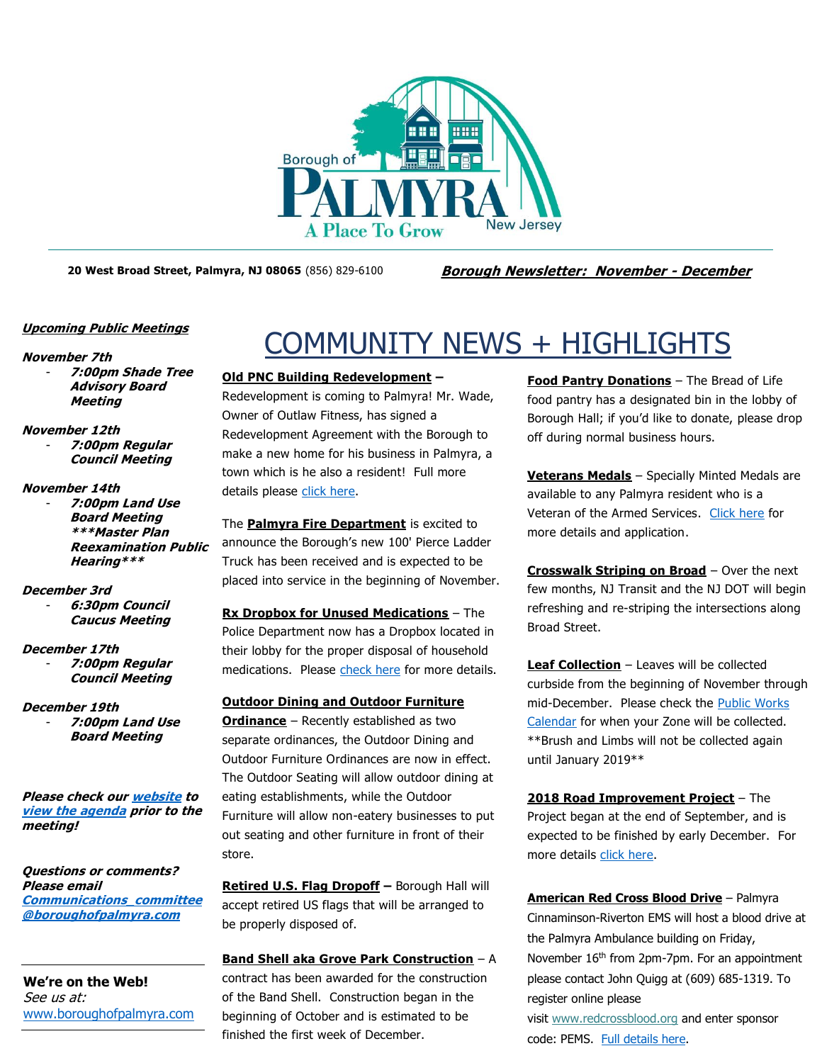Borough of PALMYRA A Place To Grow New Jersey

**20 West Broad Street, Palmyra, NJ 08065** (856) 829-6100

***Borough Newsletter: November - December***

***Upcoming Public Meetings***

***November 7th***

- ***7:00pm Shade Tree Advisory Board Meeting***

***November 12th***

- ***7:00pm Regular Council Meeting***

***November 14th***

- ***7:00pm Land Use Board Meeting \*\*\*Master Plan Reexamination Public Hearing\*\*\****

***December 3rd***

- ***6:30pm Council Caucus Meeting***

***December 17th***

- ***7:00pm Regular Council Meeting***

***December 19th***

- ***7:00pm Land Use Board Meeting***

***Please check our website to view the agenda prior to the meeting!***

***Questions or comments? Please email Communications_committee@boroughofpalmyra.com***

**We're on the Web!**

*See us at:*

www.boroughofpalmyra.com

# COMMUNITY NEWS + HIGHLIGHTS

**Old PNC Building Redevelopment –** Redevelopment is coming to Palmyra! Mr. Wade, Owner of Outlaw Fitness, has signed a Redevelopment Agreement with the Borough to make a new home for his business in Palmyra, a town which is he also a resident! Full more details please click here.

The **Palmyra Fire Department** is excited to announce the Borough's new 100' Pierce Ladder Truck has been received and is expected to be placed into service in the beginning of November.

**Rx Dropbox for Unused Medications** – The Police Department now has a Dropbox located in their lobby for the proper disposal of household medications. Please check here for more details.

**Outdoor Dining and Outdoor Furniture Ordinance** – Recently established as two separate ordinances, the Outdoor Dining and Outdoor Furniture Ordinances are now in effect. The Outdoor Seating will allow outdoor dining at eating establishments, while the Outdoor Furniture will allow non-eatery businesses to put out seating and other furniture in front of their store.

**Retired U.S. Flag Dropoff –** Borough Hall will accept retired US flags that will be arranged to be properly disposed of.

**Band Shell aka Grove Park Construction** – A contract has been awarded for the construction of the Band Shell. Construction began in the beginning of October and is estimated to be finished the first week of December.

**Food Pantry Donations** – The Bread of Life food pantry has a designated bin in the lobby of Borough Hall; if you'd like to donate, please drop off during normal business hours.

**Veterans Medals** – Specially Minted Medals are available to any Palmyra resident who is a Veteran of the Armed Services. Click here for more details and application.

**Crosswalk Striping on Broad** – Over the next few months, NJ Transit and the NJ DOT will begin refreshing and re-striping the intersections along Broad Street.

**Leaf Collection** – Leaves will be collected curbside from the beginning of November through mid-December. Please check the Public Works Calendar for when your Zone will be collected. \*\*Brush and Limbs will not be collected again until January 2019\*\*

**2018 Road Improvement Project** – The Project began at the end of September, and is expected to be finished by early December. For more details click here.

**American Red Cross Blood Drive** – Palmyra Cinnaminson-Riverton EMS will host a blood drive at the Palmyra Ambulance building on Friday, November 16th from 2pm-7pm. For an appointment please contact John Quigg at (609) 685-1319. To register online please visit www.redcrossblood.org and enter sponsor code: PEMS. Full details here.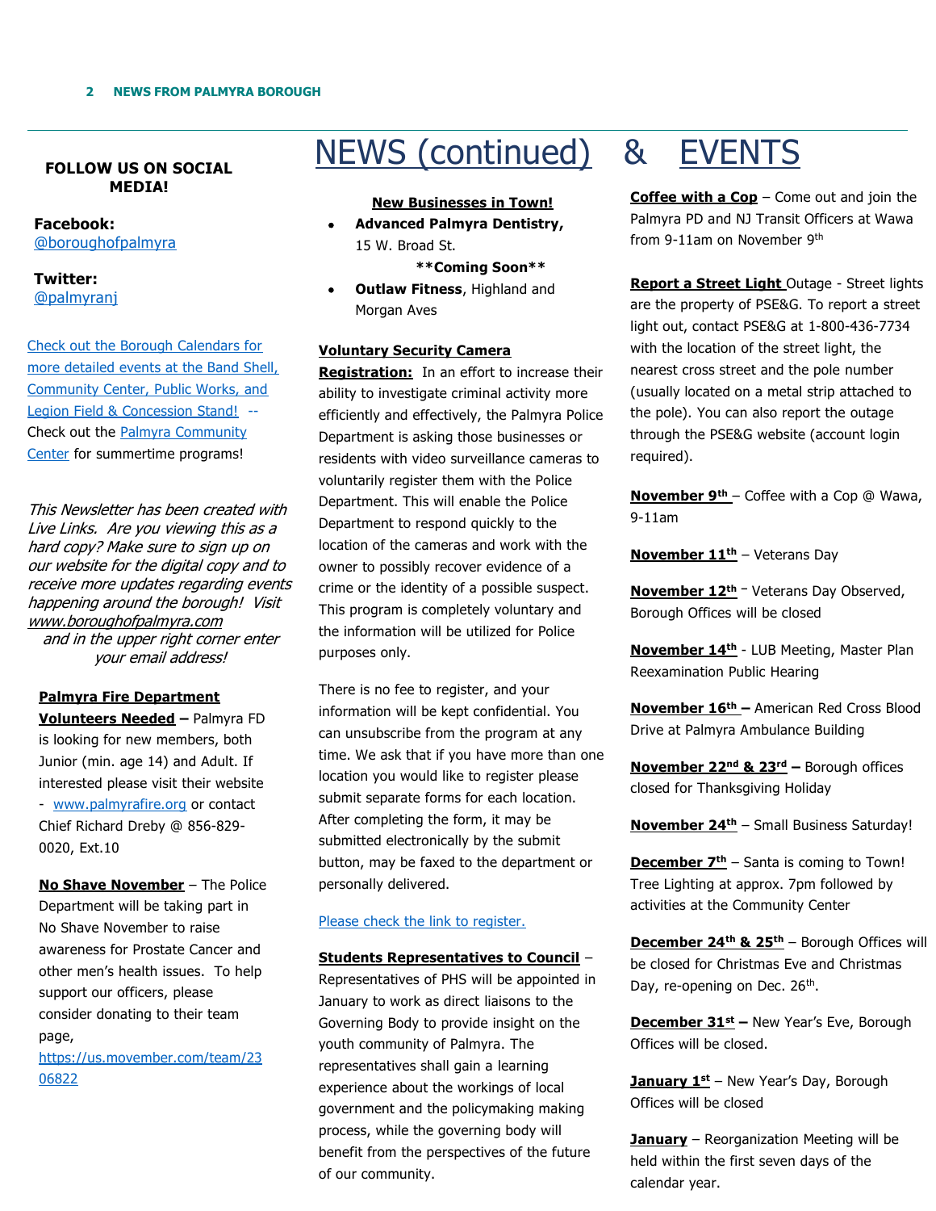# NEWS (continued) & EVENTS

**FOLLOW US ON SOCIAL MEDIA!**

**Facebook:**
@boroughofpalmyra

**Twitter:**
@palmyranj

Check out the Borough Calendars for more detailed events at the Band Shell, Community Center, Public Works, and Legion Field & Concession Stand! -- Check out the Palmyra Community Center for summertime programs!

*This Newsletter has been created with Live Links. Are you viewing this as a hard copy? Make sure to sign up on our website for the digital copy and to receive more updates regarding events happening around the borough! Visit www.boroughofpalmyra.com and in the upper right corner enter your email address!*

**Palmyra Fire Department Volunteers Needed –** Palmyra FD is looking for new members, both Junior (min. age 14) and Adult. If interested please visit their website - www.palmyrafire.org or contact Chief Richard Dreby @ 856-829-0020, Ext.10

**No Shave November** – The Police Department will be taking part in No Shave November to raise awareness for Prostate Cancer and other men's health issues. To help support our officers, please consider donating to their team page, https://us.movember.com/team/2306822

**New Businesses in Town!**

- **Advanced Palmyra Dentistry,** 15 W. Broad St.

**\*\*Coming Soon\*\***

- **Outlaw Fitness**, Highland and Morgan Aves

**Voluntary Security Camera Registration:** In an effort to increase their ability to investigate criminal activity more efficiently and effectively, the Palmyra Police Department is asking those businesses or residents with video surveillance cameras to voluntarily register them with the Police Department. This will enable the Police Department to respond quickly to the location of the cameras and work with the owner to possibly recover evidence of a crime or the identity of a possible suspect. This program is completely voluntary and the information will be utilized for Police purposes only.

There is no fee to register, and your information will be kept confidential. You can unsubscribe from the program at any time. We ask that if you have more than one location you would like to register please submit separate forms for each location. After completing the form, it may be submitted electronically by the submit button, may be faxed to the department or personally delivered.

Please check the link to register.

**Students Representatives to Council** – Representatives of PHS will be appointed in January to work as direct liaisons to the Governing Body to provide insight on the youth community of Palmyra. The representatives shall gain a learning experience about the workings of local government and the policymaking making process, while the governing body will benefit from the perspectives of the future of our community.

**Coffee with a Cop** – Come out and join the Palmyra PD and NJ Transit Officers at Wawa from 9-11am on November 9th

**Report a Street Light** Outage - Street lights are the property of PSE&G. To report a street light out, contact PSE&G at 1-800-436-7734 with the location of the street light, the nearest cross street and the pole number (usually located on a metal strip attached to the pole). You can also report the outage through the PSE&G website (account login required).

**November 9th** – Coffee with a Cop @ Wawa, 9-11am

**November 11th** – Veterans Day

**November 12th** – Veterans Day Observed, Borough Offices will be closed

**November 14th** - LUB Meeting, Master Plan Reexamination Public Hearing

**November 16th –** American Red Cross Blood Drive at Palmyra Ambulance Building

**November 22nd & 23rd –** Borough offices closed for Thanksgiving Holiday

**November 24th** – Small Business Saturday!

**December 7th** – Santa is coming to Town! Tree Lighting at approx. 7pm followed by activities at the Community Center

**December 24th & 25th** – Borough Offices will be closed for Christmas Eve and Christmas Day, re-opening on Dec. 26th.

**December 31st –** New Year's Eve, Borough Offices will be closed.

**January 1st** – New Year's Day, Borough Offices will be closed

**January** – Reorganization Meeting will be held within the first seven days of the calendar year.